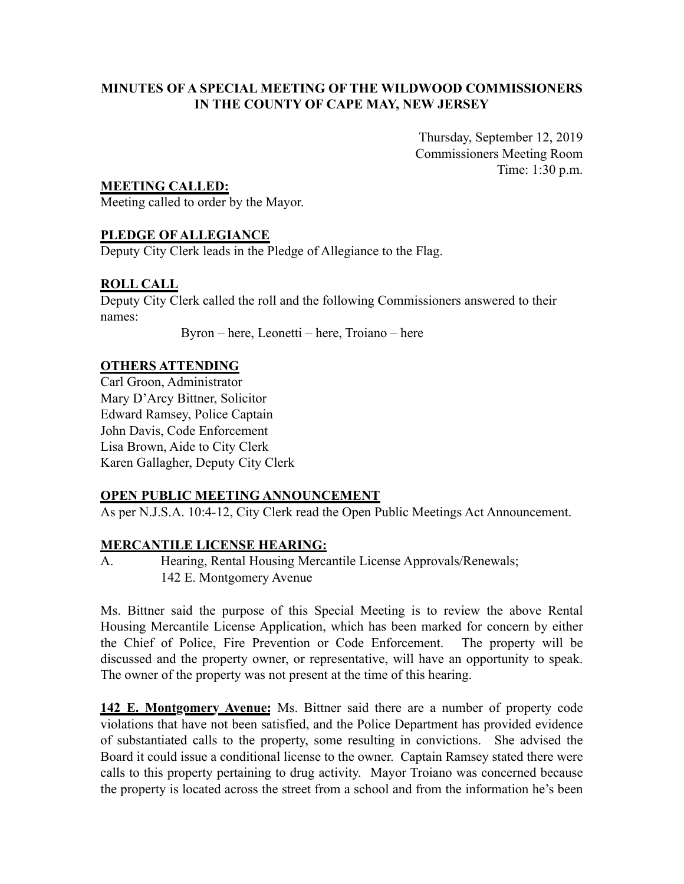# MINUTES OF A SPECIAL MEETING OF THE WILDWOOD COMMISSIONERS IN THE COUNTY OF CAPE MAY, NEW JERSEY

Thursday, September 12, 2019
Commissioners Meeting Room
Time: 1:30 p.m.

**MEETING CALLED:**
Meeting called to order by the Mayor.

**PLEDGE OF ALLEGIANCE**
Deputy City Clerk leads in the Pledge of Allegiance to the Flag.

**ROLL CALL**
Deputy City Clerk called the roll and the following Commissioners answered to their names:

Byron – here, Leonetti – here, Troiano – here

**OTHERS ATTENDING**
Carl Groon, Administrator
Mary D'Arcy Bittner, Solicitor
Edward Ramsey, Police Captain
John Davis, Code Enforcement
Lisa Brown, Aide to City Clerk
Karen Gallagher, Deputy City Clerk

**OPEN PUBLIC MEETING ANNOUNCEMENT**
As per N.J.S.A. 10:4-12, City Clerk read the Open Public Meetings Act Announcement.

**MERCANTILE LICENSE HEARING:**

A. Hearing, Rental Housing Mercantile License Approvals/Renewals; 142 E. Montgomery Avenue

Ms. Bittner said the purpose of this Special Meeting is to review the above Rental Housing Mercantile License Application, which has been marked for concern by either the Chief of Police, Fire Prevention or Code Enforcement. The property will be discussed and the property owner, or representative, will have an opportunity to speak. The owner of the property was not present at the time of this hearing.

**142 E. Montgomery Avenue:** Ms. Bittner said there are a number of property code violations that have not been satisfied, and the Police Department has provided evidence of substantiated calls to the property, some resulting in convictions. She advised the Board it could issue a conditional license to the owner. Captain Ramsey stated there were calls to this property pertaining to drug activity. Mayor Troiano was concerned because the property is located across the street from a school and from the information he's been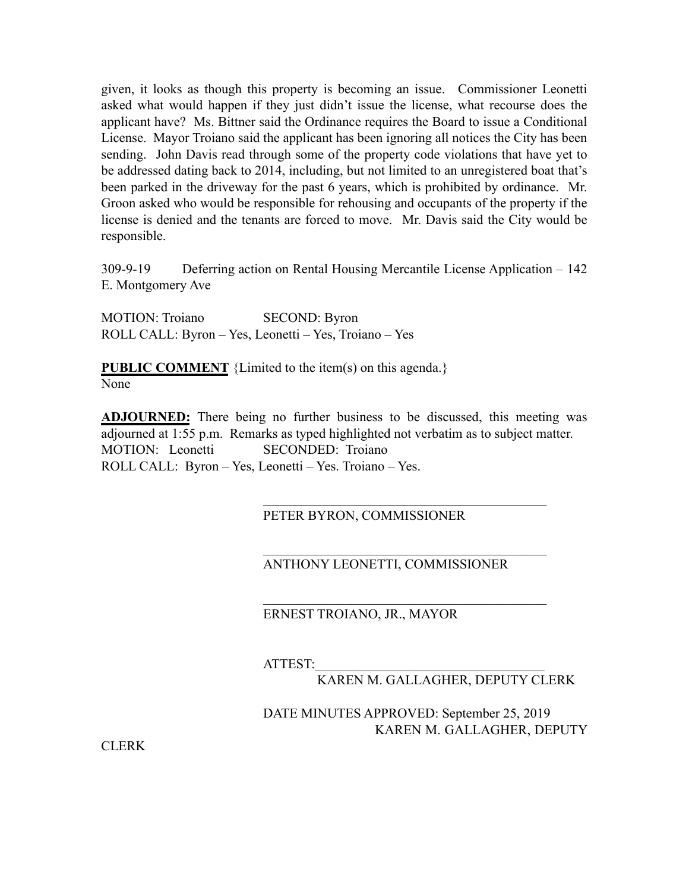given, it looks as though this property is becoming an issue. Commissioner Leonetti asked what would happen if they just didn't issue the license, what recourse does the applicant have? Ms. Bittner said the Ordinance requires the Board to issue a Conditional License. Mayor Troiano said the applicant has been ignoring all notices the City has been sending. John Davis read through some of the property code violations that have yet to be addressed dating back to 2014, including, but not limited to an unregistered boat that's been parked in the driveway for the past 6 years, which is prohibited by ordinance. Mr. Groon asked who would be responsible for rehousing and occupants of the property if the license is denied and the tenants are forced to move. Mr. Davis said the City would be responsible.

309-9-19 Deferring action on Rental Housing Mercantile License Application – 142 E. Montgomery Ave

MOTION: Troiano SECOND: Byron
ROLL CALL: Byron – Yes, Leonetti – Yes, Troiano – Yes

**PUBLIC COMMENT** {Limited to the item(s) on this agenda.}
None

**ADJOURNED:** There being no further business to be discussed, this meeting was adjourned at 1:55 p.m. Remarks as typed highlighted not verbatim as to subject matter.
MOTION: Leonetti SECONDED: Troiano
ROLL CALL: Byron – Yes, Leonetti – Yes. Troiano – Yes.

\_\_\_\_\_\_\_\_\_\_\_\_\_\_\_\_\_\_\_\_\_\_\_\_\_\_\_\_\_\_\_\_\_\_\_\_\_\_\_\_\_
PETER BYRON, COMMISSIONER

\_\_\_\_\_\_\_\_\_\_\_\_\_\_\_\_\_\_\_\_\_\_\_\_\_\_\_\_\_\_\_\_\_\_\_\_\_\_\_\_\_
ANTHONY LEONETTI, COMMISSIONER

\_\_\_\_\_\_\_\_\_\_\_\_\_\_\_\_\_\_\_\_\_\_\_\_\_\_\_\_\_\_\_\_\_\_\_\_\_\_\_\_\_
ERNEST TROIANO, JR., MAYOR

ATTEST:\_\_\_\_\_\_\_\_\_\_\_\_\_\_\_\_\_\_\_\_\_\_\_\_\_\_\_\_\_\_\_\_\_\_
KAREN M. GALLAGHER, DEPUTY CLERK

DATE MINUTES APPROVED: September 25, 2019
KAREN M. GALLAGHER, DEPUTY CLERK